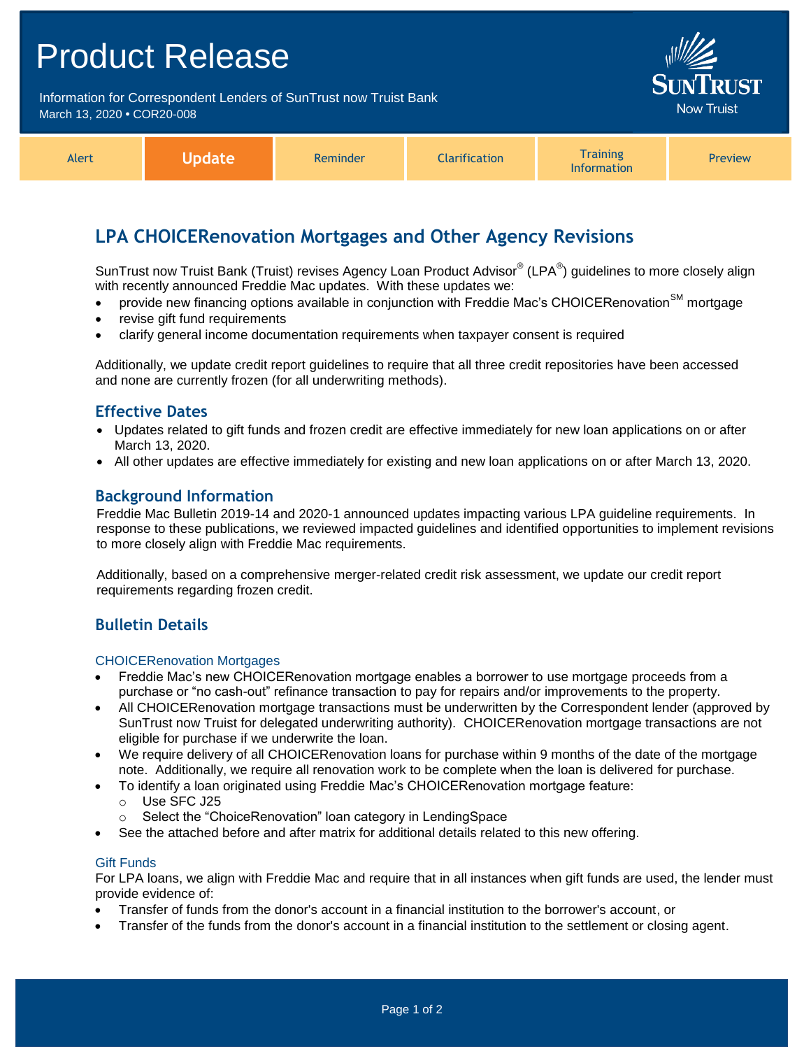# Product Release

Information for Correspondent Lenders of SunTrust now Truist Bank
March 13, 2020 • COR20-008

SunTrust Now Truist

| Alert | **Update** | Reminder | Clarification | Training Information | Preview |
|---|---|---|---|---|---|

## LPA CHOICERenovation Mortgages and Other Agency Revisions

SunTrust now Truist Bank (Truist) revises Agency Loan Product Advisor® (LPA®) guidelines to more closely align with recently announced Freddie Mac updates. With these updates we:

- provide new financing options available in conjunction with Freddie Mac's CHOICERenovation℠ mortgage
- revise gift fund requirements
- clarify general income documentation requirements when taxpayer consent is required

Additionally, we update credit report guidelines to require that all three credit repositories have been accessed and none are currently frozen (for all underwriting methods).

### Effective Dates

- Updates related to gift funds and frozen credit are effective immediately for new loan applications on or after March 13, 2020.
- All other updates are effective immediately for existing and new loan applications on or after March 13, 2020.

### Background Information

Freddie Mac Bulletin 2019-14 and 2020-1 announced updates impacting various LPA guideline requirements. In response to these publications, we reviewed impacted guidelines and identified opportunities to implement revisions to more closely align with Freddie Mac requirements.

Additionally, based on a comprehensive merger-related credit risk assessment, we update our credit report requirements regarding frozen credit.

### Bulletin Details

#### CHOICERenovation Mortgages

- Freddie Mac's new CHOICERenovation mortgage enables a borrower to use mortgage proceeds from a purchase or "no cash-out" refinance transaction to pay for repairs and/or improvements to the property.
- All CHOICERenovation mortgage transactions must be underwritten by the Correspondent lender (approved by SunTrust now Truist for delegated underwriting authority). CHOICERenovation mortgage transactions are not eligible for purchase if we underwrite the loan.
- We require delivery of all CHOICERenovation loans for purchase within 9 months of the date of the mortgage note. Additionally, we require all renovation work to be complete when the loan is delivered for purchase.
- To identify a loan originated using Freddie Mac's CHOICERenovation mortgage feature:
  - Use SFC J25
  - Select the "ChoiceRenovation" loan category in LendingSpace
- See the attached before and after matrix for additional details related to this new offering.

#### Gift Funds

For LPA loans, we align with Freddie Mac and require that in all instances when gift funds are used, the lender must provide evidence of:

- Transfer of funds from the donor's account in a financial institution to the borrower's account, or
- Transfer of the funds from the donor's account in a financial institution to the settlement or closing agent.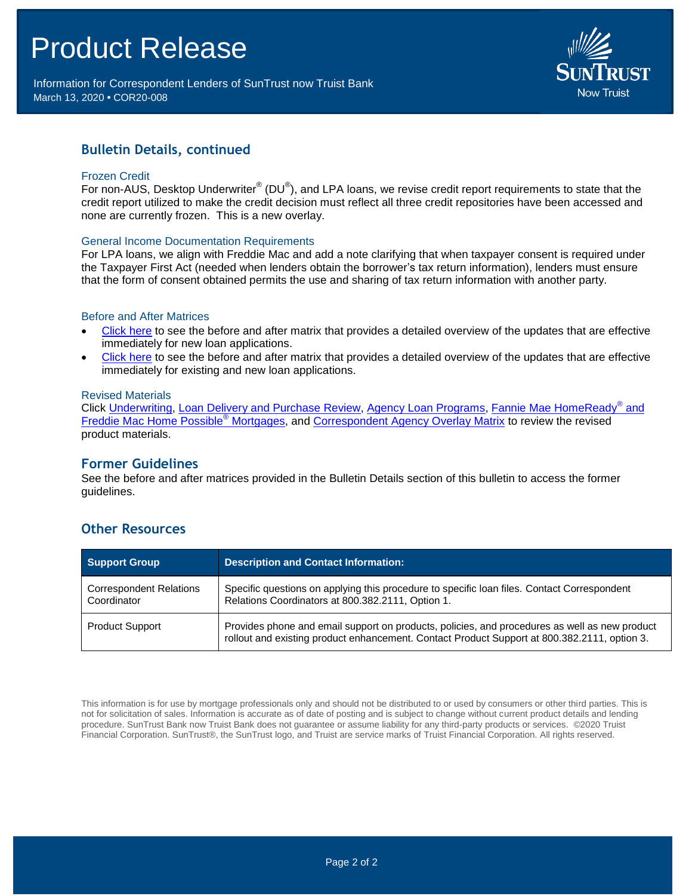## Bulletin Details, continued

### Frozen Credit

For non-AUS, Desktop Underwriter® (DU®), and LPA loans, we revise credit report requirements to state that the credit report utilized to make the credit decision must reflect all three credit repositories have been accessed and none are currently frozen. This is a new overlay.

### General Income Documentation Requirements

For LPA loans, we align with Freddie Mac and add a note clarifying that when taxpayer consent is required under the Taxpayer First Act (needed when lenders obtain the borrower's tax return information), lenders must ensure that the form of consent obtained permits the use and sharing of tax return information with another party.

### Before and After Matrices

- Click here to see the before and after matrix that provides a detailed overview of the updates that are effective immediately for new loan applications.
- Click here to see the before and after matrix that provides a detailed overview of the updates that are effective immediately for existing and new loan applications.

### Revised Materials

Click Underwriting, Loan Delivery and Purchase Review, Agency Loan Programs, Fannie Mae HomeReady® and Freddie Mac Home Possible® Mortgages, and Correspondent Agency Overlay Matrix to review the revised product materials.

## Former Guidelines

See the before and after matrices provided in the Bulletin Details section of this bulletin to access the former guidelines.

## Other Resources

| Support Group | Description and Contact Information: |
|---|---|
| Correspondent Relations Coordinator | Specific questions on applying this procedure to specific loan files. Contact Correspondent Relations Coordinators at 800.382.2111, Option 1. |
| Product Support | Provides phone and email support on products, policies, and procedures as well as new product rollout and existing product enhancement. Contact Product Support at 800.382.2111, option 3. |

This information is for use by mortgage professionals only and should not be distributed to or used by consumers or other third parties. This is not for solicitation of sales. Information is accurate as of date of posting and is subject to change without current product details and lending procedure. SunTrust Bank now Truist Bank does not guarantee or assume liability for any third-party products or services. ©2020 Truist Financial Corporation. SunTrust®, the SunTrust logo, and Truist are service marks of Truist Financial Corporation. All rights reserved.